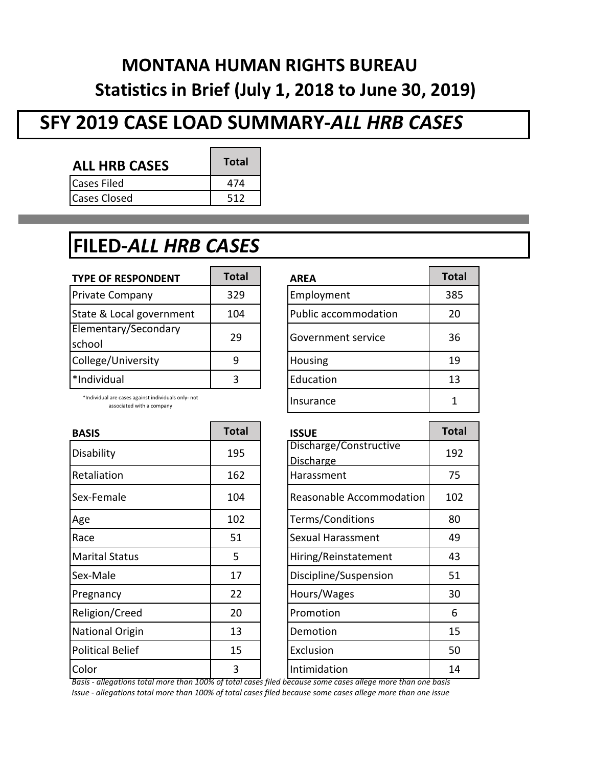# MONTANA HUMAN RIGHTS BUREAU

## Statistics in Brief (July 1, 2018 to June 30, 2019)

## SFY 2019 CASE LOAD SUMMARY-*ALL HRB CASES*

| ALL HRB CASES | Total |
|---|---|
| Cases Filed | 474 |
| Cases Closed | 512 |

## FILED-*ALL HRB CASES*

| TYPE OF RESPONDENT | Total |
|---|---|
| Private Company | 329 |
| State & Local government | 104 |
| Elementary/Secondary school | 29 |
| College/University | 9 |
| *Individual | 3 |

*Individual are cases against individuals only- not associated with a company

| AREA | Total |
|---|---|
| Employment | 385 |
| Public accommodation | 20 |
| Government service | 36 |
| Housing | 19 |
| Education | 13 |
| Insurance | 1 |

| BASIS | Total |
|---|---|
| Disability | 195 |
| Retaliation | 162 |
| Sex-Female | 104 |
| Age | 102 |
| Race | 51 |
| Marital Status | 5 |
| Sex-Male | 17 |
| Pregnancy | 22 |
| Religion/Creed | 20 |
| National Origin | 13 |
| Political Belief | 15 |
| Color | 3 |

| ISSUE | Total |
|---|---|
| Discharge/Constructive Discharge | 192 |
| Harassment | 75 |
| Reasonable Accommodation | 102 |
| Terms/Conditions | 80 |
| Sexual Harassment | 49 |
| Hiring/Reinstatement | 43 |
| Discipline/Suspension | 51 |
| Hours/Wages | 30 |
| Promotion | 6 |
| Demotion | 15 |
| Exclusion | 50 |
| Intimidation | 14 |

*Basis - allegations total more than 100% of total cases filed because some cases allege more than one basis*

*Issue - allegations total more than 100% of total cases filed because some cases allege more than one issue*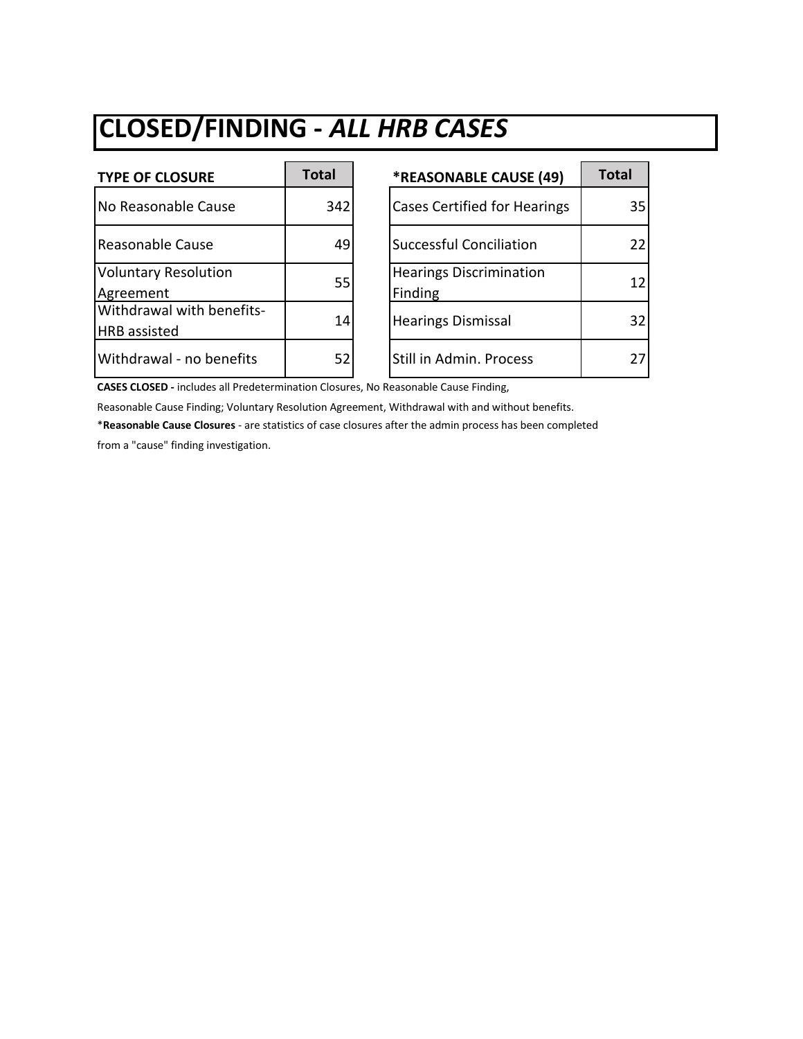# CLOSED/FINDING - *ALL HRB CASES*

| TYPE OF CLOSURE | Total |
|---|---|
| No Reasonable Cause | 342 |
| Reasonable Cause | 49 |
| Voluntary Resolution Agreement | 55 |
| Withdrawal with benefits-HRB assisted | 14 |
| Withdrawal - no benefits | 52 |

| *REASONABLE CAUSE (49) | Total |
|---|---|
| Cases Certified for Hearings | 35 |
| Successful Conciliation | 22 |
| Hearings Discrimination Finding | 12 |
| Hearings Dismissal | 32 |
| Still in Admin. Process | 27 |

**CASES CLOSED -** includes all Predetermination Closures, No Reasonable Cause Finding, Reasonable Cause Finding; Voluntary Resolution Agreement, Withdrawal with and without benefits.

*​**Reasonable Cause Closures** - are statistics of case closures after the admin process has been completed from a "cause" finding investigation.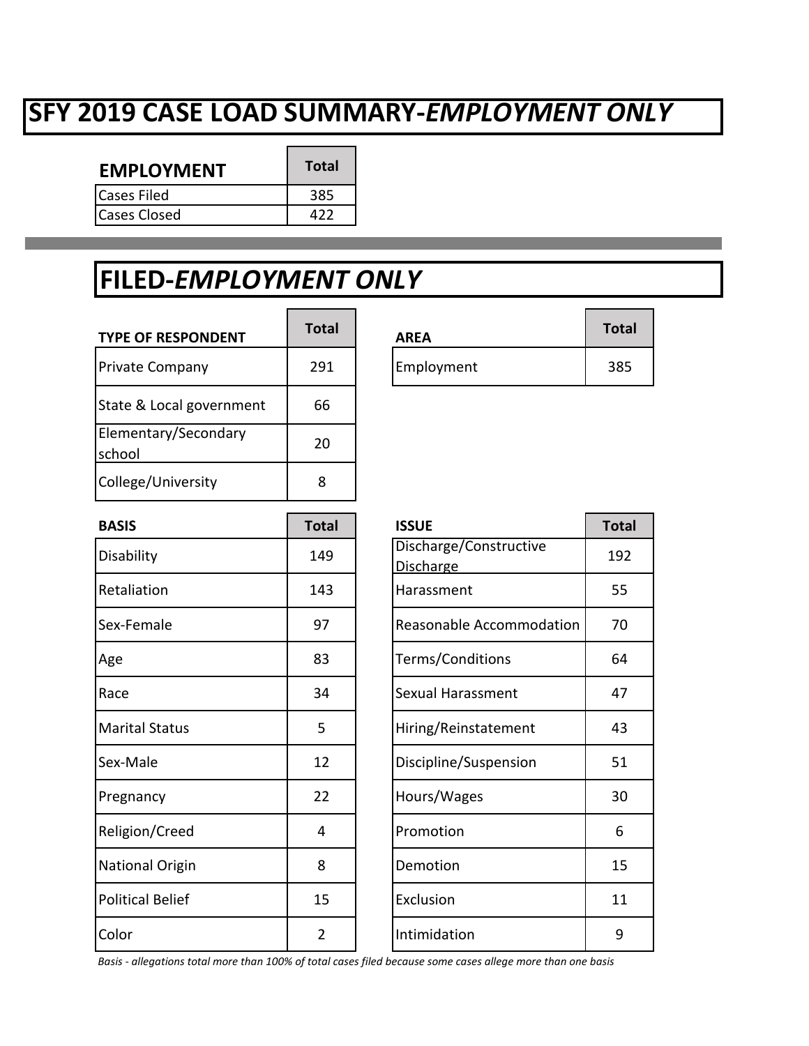# SFY 2019 CASE LOAD SUMMARY-*EMPLOYMENT ONLY*

| EMPLOYMENT | Total |
| --- | --- |
| Cases Filed | 385 |
| Cases Closed | 422 |

## FILED-*EMPLOYMENT ONLY*

| TYPE OF RESPONDENT | Total |
| --- | --- |
| Private Company | 291 |
| State & Local government | 66 |
| Elementary/Secondary school | 20 |
| College/University | 8 |

| AREA | Total |
| --- | --- |
| Employment | 385 |

| BASIS | Total |
| --- | --- |
| Disability | 149 |
| Retaliation | 143 |
| Sex-Female | 97 |
| Age | 83 |
| Race | 34 |
| Marital Status | 5 |
| Sex-Male | 12 |
| Pregnancy | 22 |
| Religion/Creed | 4 |
| National Origin | 8 |
| Political Belief | 15 |
| Color | 2 |

| ISSUE | Total |
| --- | --- |
| Discharge/Constructive Discharge | 192 |
| Harassment | 55 |
| Reasonable Accommodation | 70 |
| Terms/Conditions | 64 |
| Sexual Harassment | 47 |
| Hiring/Reinstatement | 43 |
| Discipline/Suspension | 51 |
| Hours/Wages | 30 |
| Promotion | 6 |
| Demotion | 15 |
| Exclusion | 11 |
| Intimidation | 9 |

*Basis - allegations total more than 100% of total cases filed because some cases allege more than one basis*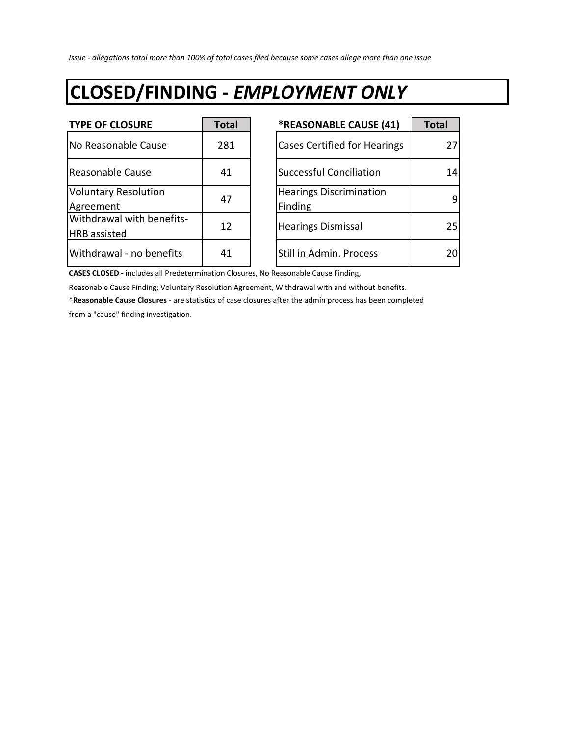*Issue - allegations total more than 100% of total cases filed because some cases allege more than one issue*

# CLOSED/FINDING - *EMPLOYMENT ONLY*

| TYPE OF CLOSURE | Total |
|---|---|
| No Reasonable Cause | 281 |
| Reasonable Cause | 41 |
| Voluntary Resolution Agreement | 47 |
| Withdrawal with benefits-HRB assisted | 12 |
| Withdrawal - no benefits | 41 |

| *REASONABLE CAUSE (41) | Total |
|---|---|
| Cases Certified for Hearings | 27 |
| Successful Conciliation | 14 |
| Hearings Discrimination Finding | 9 |
| Hearings Dismissal | 25 |
| Still in Admin. Process | 20 |

**CASES CLOSED -** includes all Predetermination Closures, No Reasonable Cause Finding, Reasonable Cause Finding; Voluntary Resolution Agreement, Withdrawal with and without benefits.

*__Reasonable Cause Closures__ - are statistics of case closures after the admin process has been completed from a "cause" finding investigation.